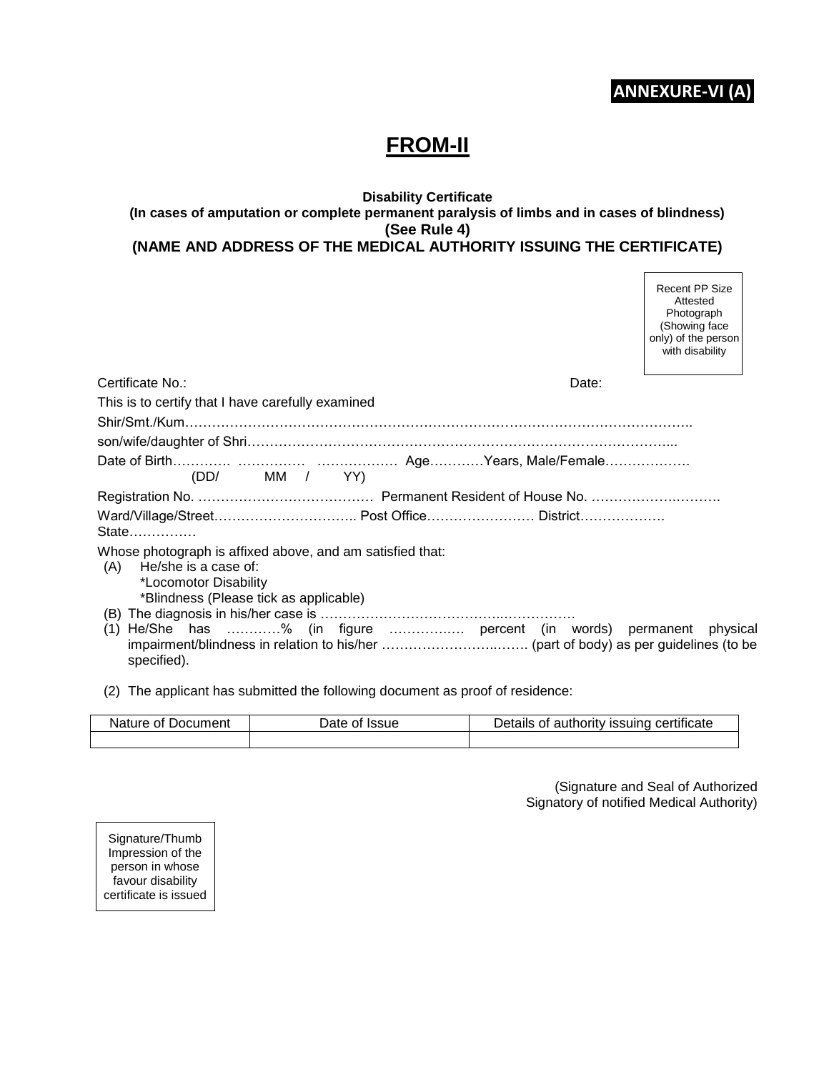**ANNEXURE-VI (A)**

# FROM-II

**Disability Certificate**
**(In cases of amputation or complete permanent paralysis of limbs and in cases of blindness)**
**(See Rule 4)**
**(NAME AND ADDRESS OF THE MEDICAL AUTHORITY ISSUING THE CERTIFICATE)**

Recent PP Size Attested Photograph (Showing face only) of the person with disability

Certificate No.: Date:

This is to certify that I have carefully examined

Shir/Smt./Kum…………………………………………………………………………………………………..

son/wife/daughter of Shri…………………………………………………………………………………...

Date of Birth…………. …………… ……………… Age…………Years, Male/Female………………
(DD/ MM / YY)

Registration No. ………………………………… Permanent Resident of House No. ……………….……….

Ward/Village/Street………………………….. Post Office…………………… District……………….
State……………

Whose photograph is affixed above, and am satisfied that:

(A) He/she is a case of:
*Locomotor Disability
*Blindness (Please tick as applicable)

(B) The diagnosis in his/her case is ………………………………….……………

(1) He/She has …………% (in figure ……………. percent (in words) permanent physical impairment/blindness in relation to his/her …………………….……. (part of body) as per guidelines (to be specified).

(2) The applicant has submitted the following document as proof of residence:

| Nature of Document | Date of Issue | Details of authority issuing certificate |
|---|---|---|
| | | |

(Signature and Seal of Authorized Signatory of notified Medical Authority)

Signature/Thumb Impression of the person in whose favour disability certificate is issued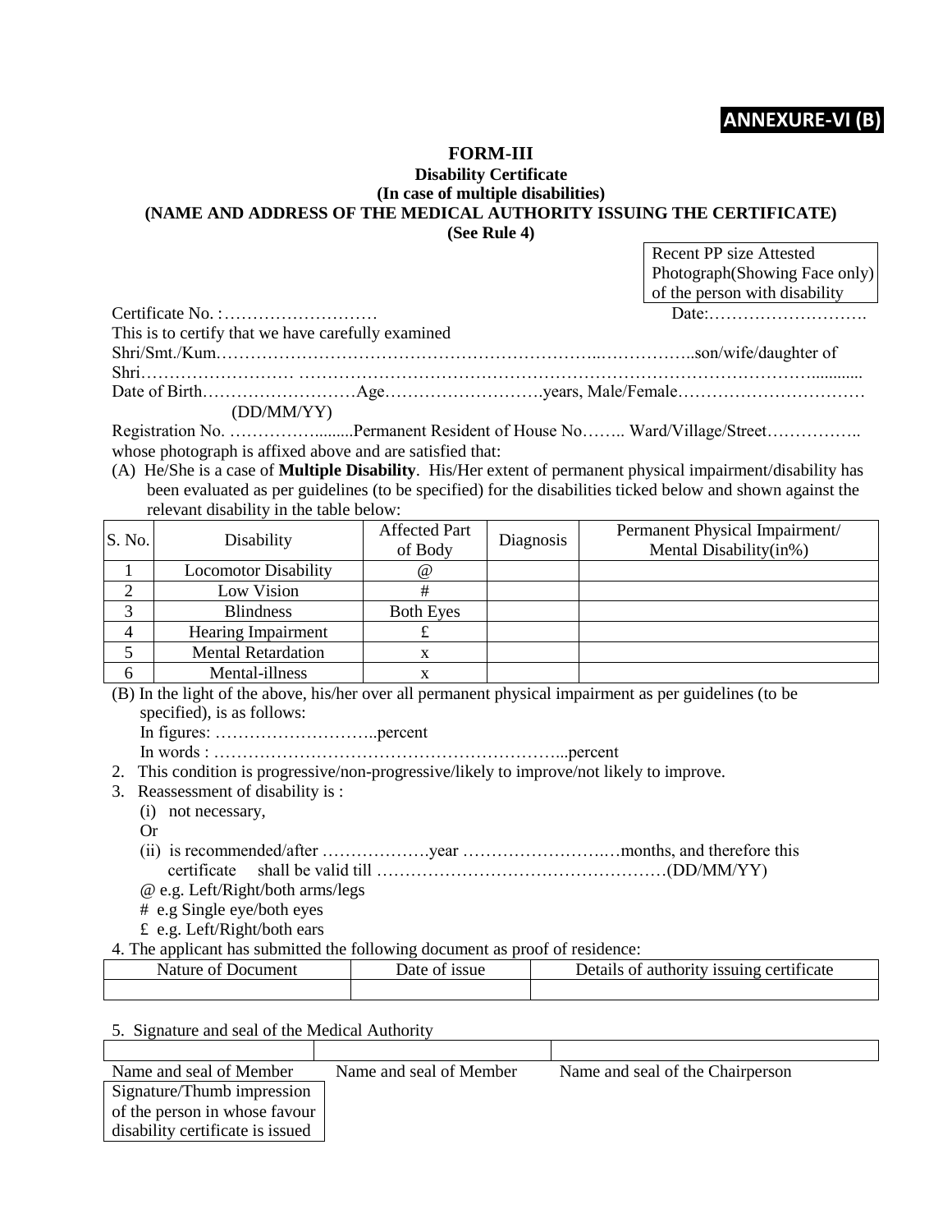**ANNEXURE-VI (B)**

# FORM-III

## Disability Certificate

### (In case of multiple disabilities)

### (NAME AND ADDRESS OF THE MEDICAL AUTHORITY ISSUING THE CERTIFICATE)

**(See Rule 4)**

| Recent PP size Attested Photograph(Showing Face only) of the person with disability |
|---|

Certificate No. :……………………… Date:……………………….

This is to certify that we have carefully examined

Shri/Smt./Kum.……………………………………………………..……………..son/wife/daughter of

Shri……………………… ……………………………………………………………………….........

Date of Birth………………………Age……………………….years, Male/Female……………………………
(DD/MM/YY)

Registration No. ……………........Permanent Resident of House No…….. Ward/Village/Street…………….. whose photograph is affixed above and are satisfied that:

(A) He/She is a case of **Multiple Disability**. His/Her extent of permanent physical impairment/disability has been evaluated as per guidelines (to be specified) for the disabilities ticked below and shown against the relevant disability in the table below:

| S. No. | Disability | Affected Part of Body | Diagnosis | Permanent Physical Impairment/ Mental Disability(in%) |
|---|---|---|---|---|
| 1 | Locomotor Disability | @ | | |
| 2 | Low Vision | # | | |
| 3 | Blindness | Both Eyes | | |
| 4 | Hearing Impairment | £ | | |
| 5 | Mental Retardation | x | | |
| 6 | Mental-illness | x | | |

(B) In the light of the above, his/her over all permanent physical impairment as per guidelines (to be specified), is as follows:

In figures: ………………………..percent

In words : ……………………………………………………...percent

2. This condition is progressive/non-progressive/likely to improve/not likely to improve.
3. Reassessment of disability is :
   (i) not necessary,
   Or
   (ii) is recommended/after ……………….year …………………….…months, and therefore this certificate shall be valid till ……………………………………………(DD/MM/YY)

@ e.g. Left/Right/both arms/legs

# e.g Single eye/both eyes

£ e.g. Left/Right/both ears

4. The applicant has submitted the following document as proof of residence:

| Nature of Document | Date of issue | Details of authority issuing certificate |
|---|---|---|
| | | |

5. Signature and seal of the Medical Authority

| | | |
|---|---|---|
| Name and seal of Member | Name and seal of Member | Name and seal of the Chairperson |

| Signature/Thumb impression of the person in whose favour disability certificate is issued |
|---|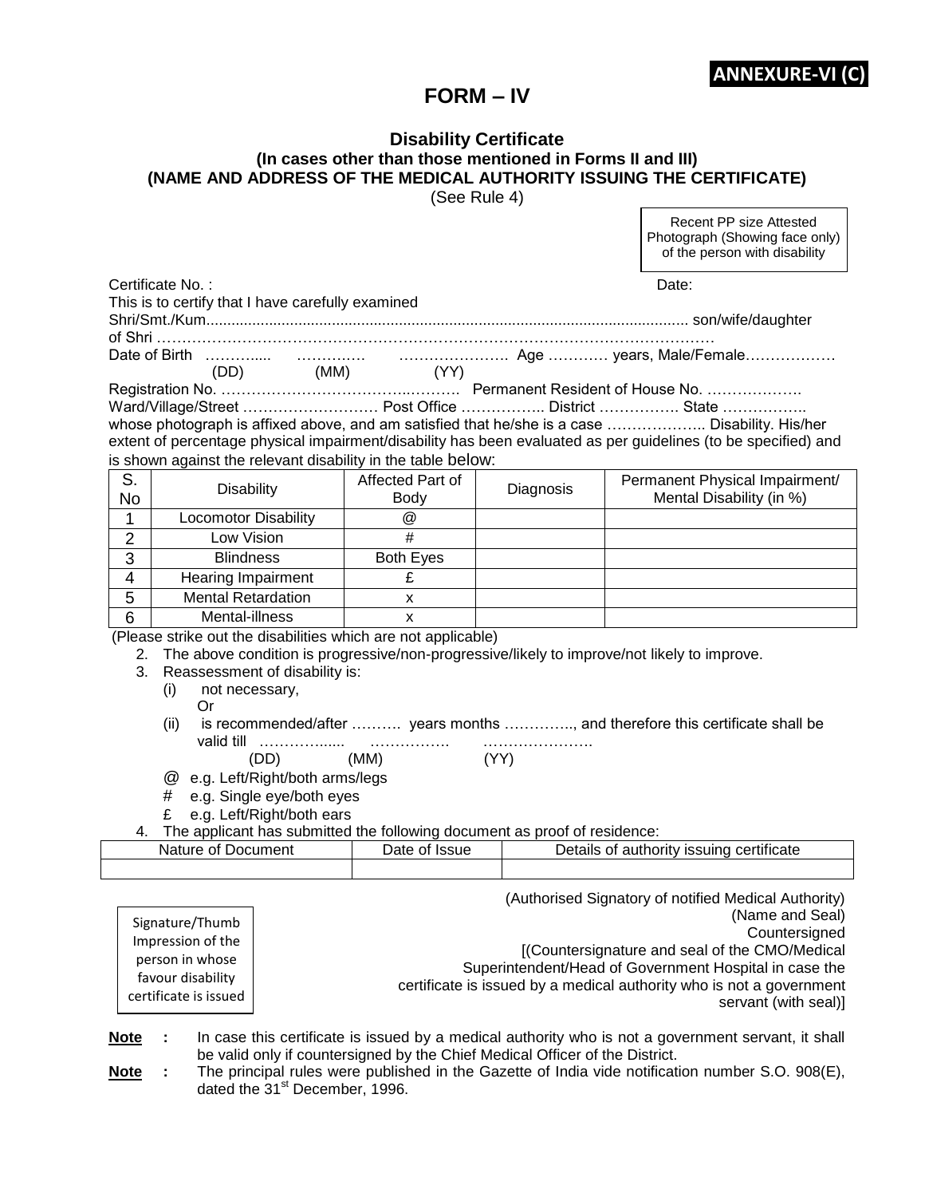**ANNEXURE-VI (C)**

# FORM – IV

## Disability Certificate

### (In cases other than those mentioned in Forms II and III)

### (NAME AND ADDRESS OF THE MEDICAL AUTHORITY ISSUING THE CERTIFICATE)

(See Rule 4)

Recent PP size Attested Photograph (Showing face only) of the person with disability

Certificate No. : Date:

This is to certify that I have carefully examined

Shri/Smt./Kum................................................................................................................... son/wife/daughter of Shri …………………………………………………………………………………………………

Date of Birth ………..... …………. …………………. Age ………… years, Male/Female………………

(DD) (MM) (YY)

Registration No. ………………………………..………. Permanent Resident of House No. ……………….

Ward/Village/Street ……………………… Post Office …………….. District ……………. State ……………..

whose photograph is affixed above, and am satisfied that he/she is a case ……………….. Disability. His/her extent of percentage physical impairment/disability has been evaluated as per guidelines (to be specified) and is shown against the relevant disability in the table below:

| S. No | Disability | Affected Part of Body | Diagnosis | Permanent Physical Impairment/ Mental Disability (in %) |
|---|---|---|---|---|
| 1 | Locomotor Disability | @ | | |
| 2 | Low Vision | # | | |
| 3 | Blindness | Both Eyes | | |
| 4 | Hearing Impairment | £ | | |
| 5 | Mental Retardation | x | | |
| 6 | Mental-illness | x | | |

(Please strike out the disabilities which are not applicable)

2. The above condition is progressive/non-progressive/likely to improve/not likely to improve.
3. Reassessment of disability is:
   (i) not necessary,
   Or
   (ii) is recommended/after ………. years months ………….., and therefore this certificate shall be valid till …………..... ……………. ………………….
   (DD) (MM) (YY)

   @ e.g. Left/Right/both arms/legs
   # e.g. Single eye/both eyes
   £ e.g. Left/Right/both ears
4. The applicant has submitted the following document as proof of residence:

| Nature of Document | Date of Issue | Details of authority issuing certificate |
|---|---|---|
| | | |

(Authorised Signatory of notified Medical Authority)
(Name and Seal)
Countersigned
[(Countersignature and seal of the CMO/Medical Superintendent/Head of Government Hospital in case the certificate is issued by a medical authority who is not a government servant (with seal)]

Signature/Thumb Impression of the person in whose favour disability certificate is issued

**Note** : In case this certificate is issued by a medical authority who is not a government servant, it shall be valid only if countersigned by the Chief Medical Officer of the District.

**Note** : The principal rules were published in the Gazette of India vide notification number S.O. 908(E), dated the 31st December, 1996.